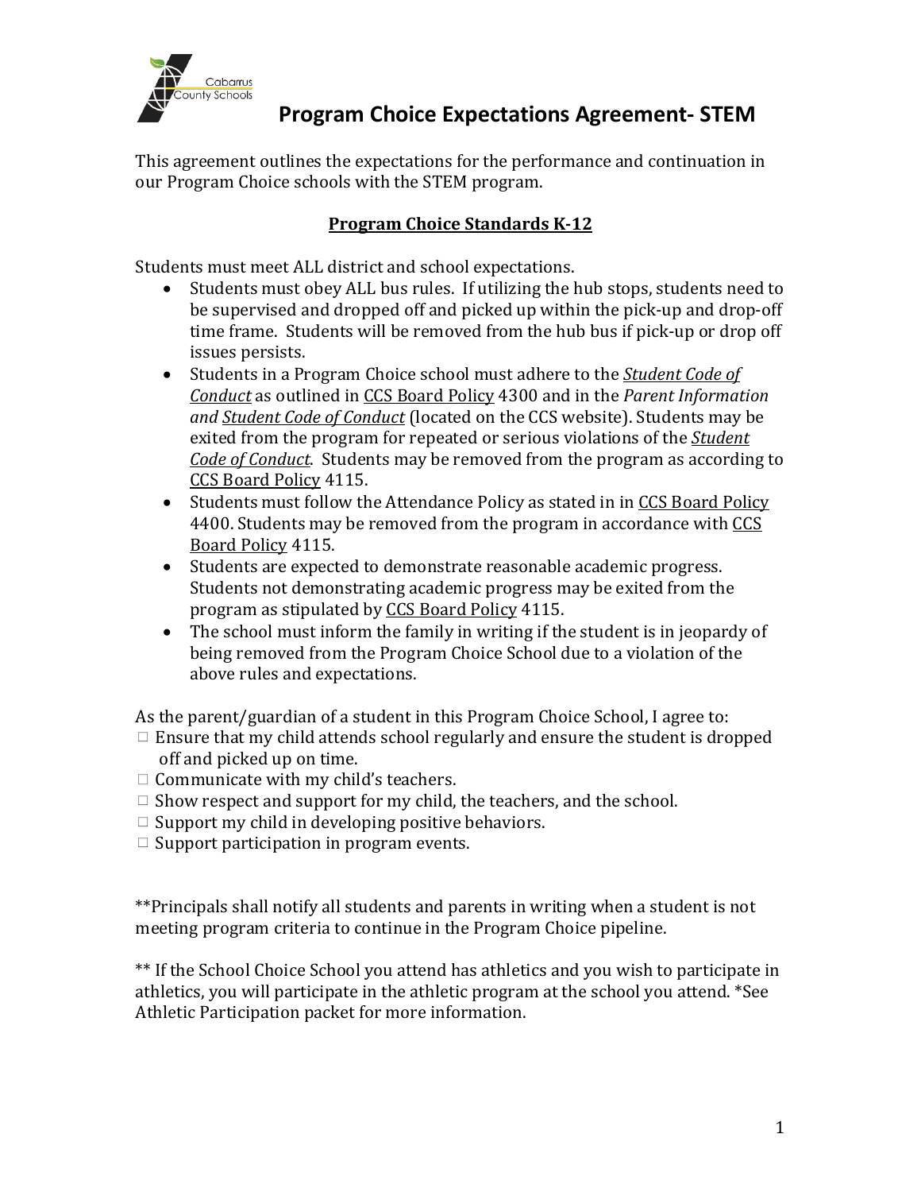Cabarrus County Schools

# Program Choice Expectations Agreement- STEM

This agreement outlines the expectations for the performance and continuation in our Program Choice schools with the STEM program.

## Program Choice Standards K-12

Students must meet ALL district and school expectations.

- Students must obey ALL bus rules. If utilizing the hub stops, students need to be supervised and dropped off and picked up within the pick-up and drop-off time frame. Students will be removed from the hub bus if pick-up or drop off issues persists.
- Students in a Program Choice school must adhere to the *Student Code of Conduct* as outlined in CCS Board Policy 4300 and in the *Parent Information and Student Code of Conduct* (located on the CCS website). Students may be exited from the program for repeated or serious violations of the *Student Code of Conduct*. Students may be removed from the program as according to CCS Board Policy 4115.
- Students must follow the Attendance Policy as stated in in CCS Board Policy 4400. Students may be removed from the program in accordance with CCS Board Policy 4115.
- Students are expected to demonstrate reasonable academic progress. Students not demonstrating academic progress may be exited from the program as stipulated by CCS Board Policy 4115.
- The school must inform the family in writing if the student is in jeopardy of being removed from the Program Choice School due to a violation of the above rules and expectations.

As the parent/guardian of a student in this Program Choice School, I agree to:

- ☐ Ensure that my child attends school regularly and ensure the student is dropped off and picked up on time.
- ☐ Communicate with my child's teachers.
- ☐ Show respect and support for my child, the teachers, and the school.
- ☐ Support my child in developing positive behaviors.
- ☐ Support participation in program events.

**Principals shall notify all students and parents in writing when a student is not meeting program criteria to continue in the Program Choice pipeline.

** If the School Choice School you attend has athletics and you wish to participate in athletics, you will participate in the athletic program at the school you attend. *See Athletic Participation packet for more information.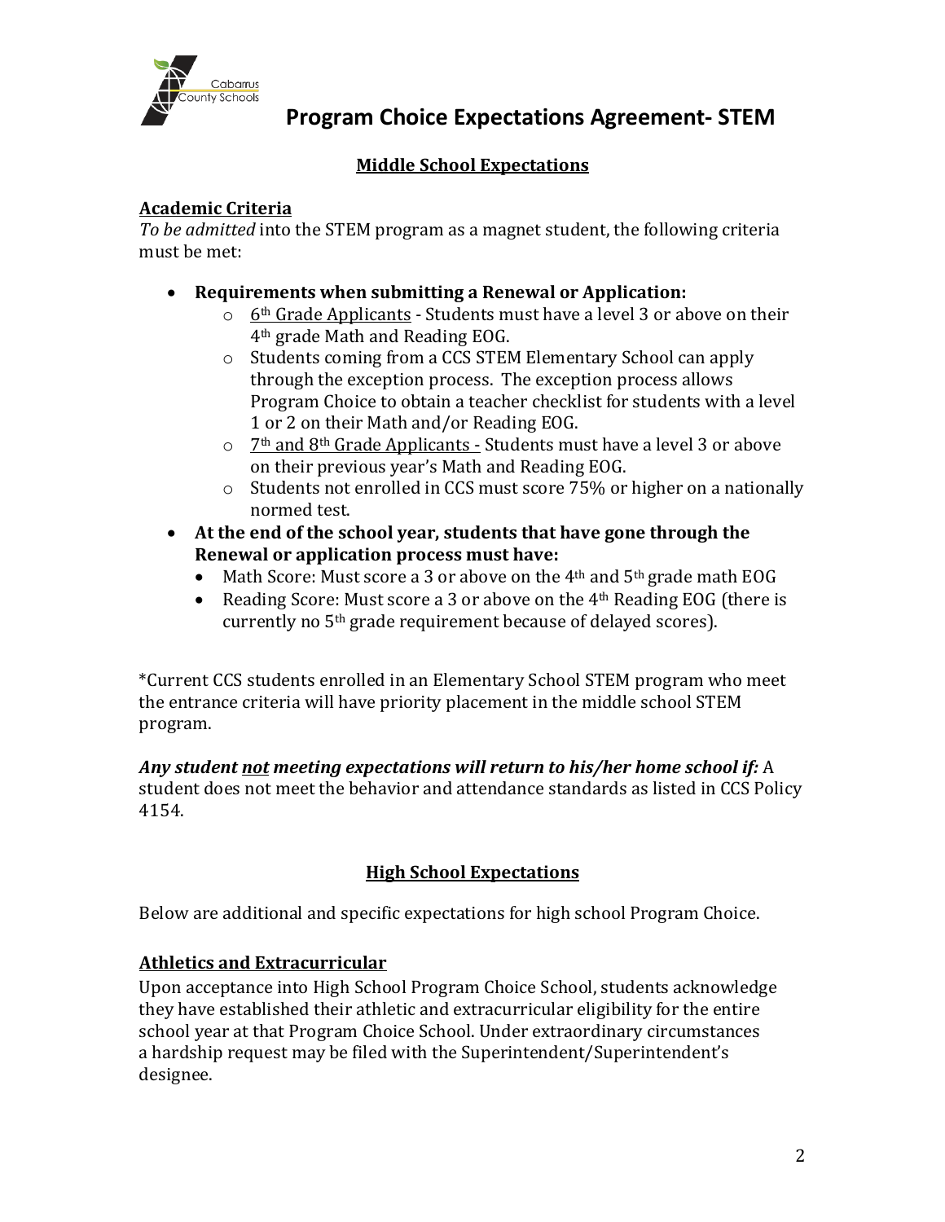# Program Choice Expectations Agreement- STEM

## Middle School Expectations

### Academic Criteria

*To be admitted* into the STEM program as a magnet student, the following criteria must be met:

- **Requirements when submitting a Renewal or Application:**
  - 6th Grade Applicants - Students must have a level 3 or above on their 4th grade Math and Reading EOG.
  - Students coming from a CCS STEM Elementary School can apply through the exception process. The exception process allows Program Choice to obtain a teacher checklist for students with a level 1 or 2 on their Math and/or Reading EOG.
  - 7th and 8th Grade Applicants - Students must have a level 3 or above on their previous year's Math and Reading EOG.
  - Students not enrolled in CCS must score 75% or higher on a nationally normed test.
- **At the end of the school year, students that have gone through the Renewal or application process must have:**
  - Math Score: Must score a 3 or above on the 4th and 5th grade math EOG
  - Reading Score: Must score a 3 or above on the 4th Reading EOG (there is currently no 5th grade requirement because of delayed scores).

*Current CCS students enrolled in an Elementary School STEM program who meet the entrance criteria will have priority placement in the middle school STEM program.

***Any student not meeting expectations will return to his/her home school if:*** A student does not meet the behavior and attendance standards as listed in CCS Policy 4154.

## High School Expectations

Below are additional and specific expectations for high school Program Choice.

### Athletics and Extracurricular

Upon acceptance into High School Program Choice School, students acknowledge they have established their athletic and extracurricular eligibility for the entire school year at that Program Choice School. Under extraordinary circumstances a hardship request may be filed with the Superintendent/Superintendent's designee.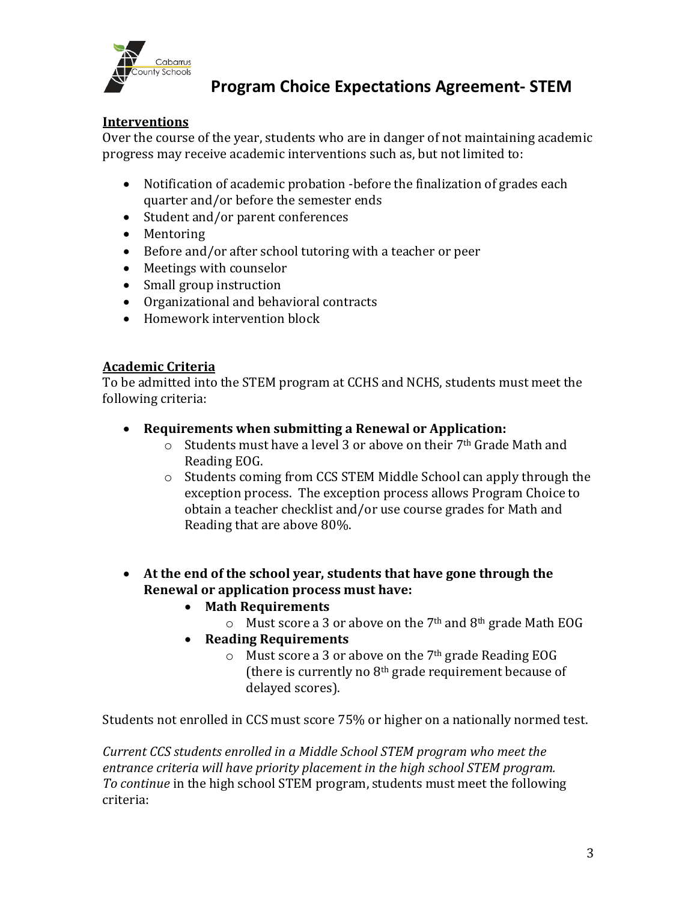# Program Choice Expectations Agreement- STEM

## Interventions

Over the course of the year, students who are in danger of not maintaining academic progress may receive academic interventions such as, but not limited to:

- Notification of academic probation -before the finalization of grades each quarter and/or before the semester ends
- Student and/or parent conferences
- Mentoring
- Before and/or after school tutoring with a teacher or peer
- Meetings with counselor
- Small group instruction
- Organizational and behavioral contracts
- Homework intervention block

## Academic Criteria

To be admitted into the STEM program at CCHS and NCHS, students must meet the following criteria:

- **Requirements when submitting a Renewal or Application:**
  - Students must have a level 3 or above on their 7th Grade Math and Reading EOG.
  - Students coming from CCS STEM Middle School can apply through the exception process. The exception process allows Program Choice to obtain a teacher checklist and/or use course grades for Math and Reading that are above 80%.

- **At the end of the school year, students that have gone through the Renewal or application process must have:**
  - **Math Requirements**
    - Must score a 3 or above on the 7th and 8th grade Math EOG
  - **Reading Requirements**
    - Must score a 3 or above on the 7th grade Reading EOG (there is currently no 8th grade requirement because of delayed scores).

Students not enrolled in CCS must score 75% or higher on a nationally normed test.

*Current CCS students enrolled in a Middle School STEM program who meet the entrance criteria will have priority placement in the high school STEM program. To continue* in the high school STEM program, students must meet the following criteria: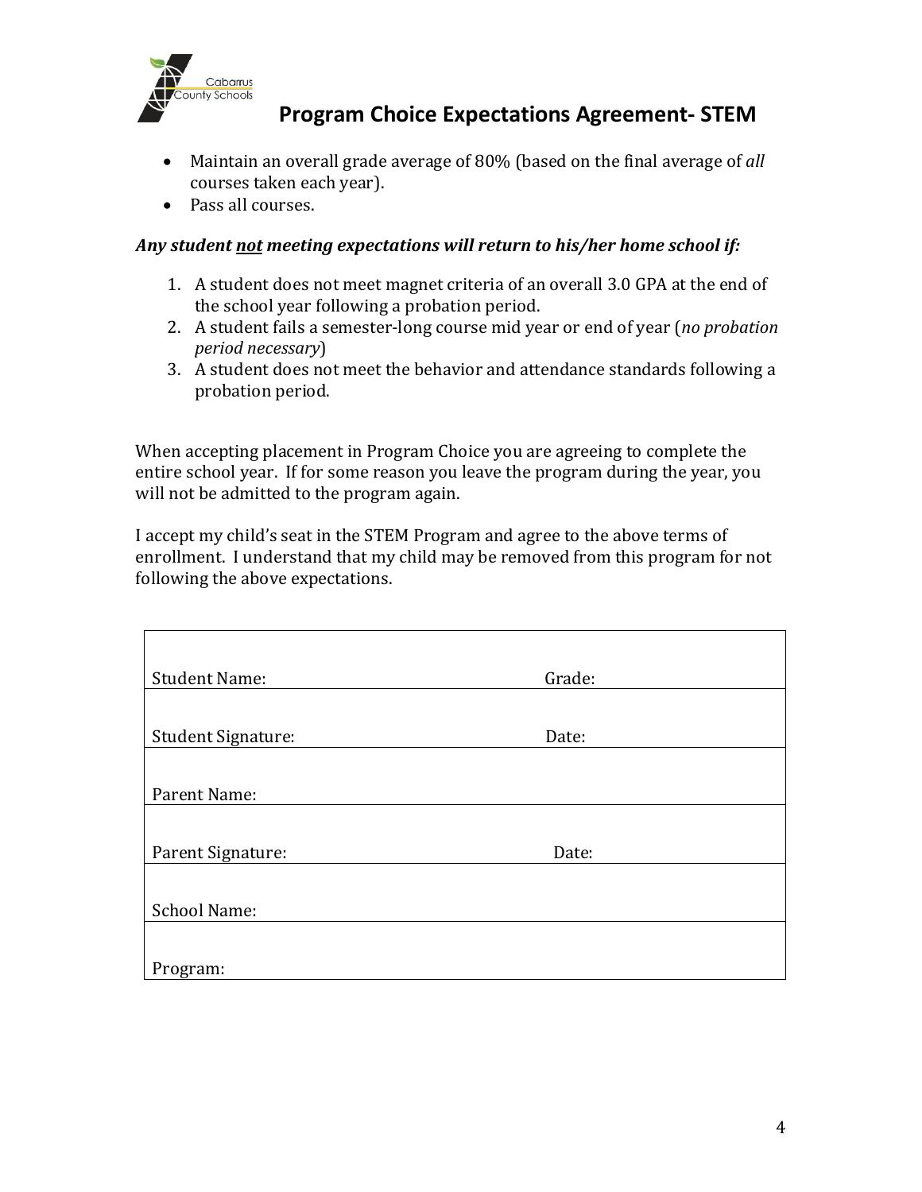# Program Choice Expectations Agreement- STEM

- Maintain an overall grade average of 80% (based on the final average of *all* courses taken each year).
- Pass all courses.

***Any student not meeting expectations will return to his/her home school if:***

1. A student does not meet magnet criteria of an overall 3.0 GPA at the end of the school year following a probation period.
2. A student fails a semester-long course mid year or end of year (*no probation period necessary*)
3. A student does not meet the behavior and attendance standards following a probation period.

When accepting placement in Program Choice you are agreeing to complete the entire school year. If for some reason you leave the program during the year, you will not be admitted to the program again.

I accept my child's seat in the STEM Program and agree to the above terms of enrollment. I understand that my child may be removed from this program for not following the above expectations.

| | |
|---|---|
| Student Name: | Grade: |
| Student Signature: | Date: |
| Parent Name: | |
| Parent Signature: | Date: |
| School Name: | |
| Program: | |